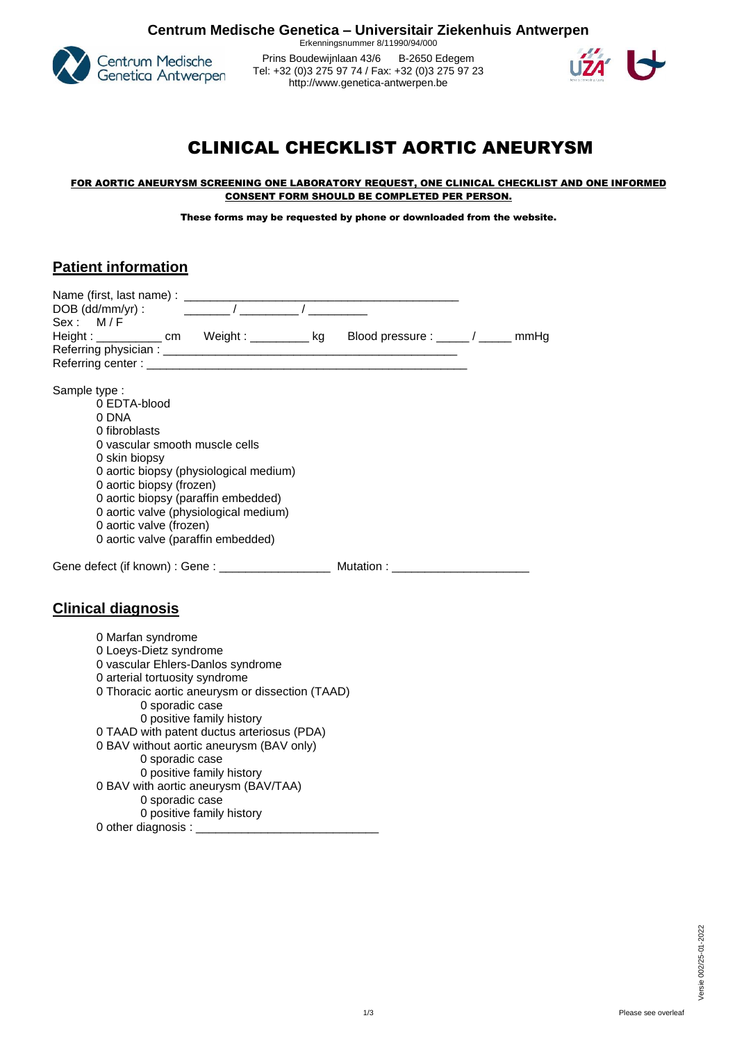**Centrum Medische Genetica – Universitair Ziekenhuis Antwerpen**

Erkenningsnummer 8/11990/94/000

Prins Boudewijnlaan 43/6 B-2650 Edegem
Tel: +32 (0)3 275 97 74 / Fax: +32 (0)3 275 97 23
http://www.genetica-antwerpen.be

# CLINICAL CHECKLIST AORTIC ANEURYSM

**FOR AORTIC ANEURYSM SCREENING ONE LABORATORY REQUEST, ONE CLINICAL CHECKLIST AND ONE INFORMED CONSENT FORM SHOULD BE COMPLETED PER PERSON.**

**These forms may be requested by phone or downloaded from the website.**

## Patient information

Name (first, last name) : ________________________________________

DOB (dd/mm/yr) : _______ / ________ / _________

Sex : M / F

Height : __________ cm Weight : _________ kg Blood pressure : _____ / _____ mmHg

Referring physician : ____________________________________________

Referring center : _______________________________________________

Sample type :

- 0 EDTA-blood
- 0 DNA
- 0 fibroblasts
- 0 vascular smooth muscle cells
- 0 skin biopsy
- 0 aortic biopsy (physiological medium)
- 0 aortic biopsy (frozen)
- 0 aortic biopsy (paraffin embedded)
- 0 aortic valve (physiological medium)
- 0 aortic valve (frozen)
- 0 aortic valve (paraffin embedded)

Gene defect (if known) : Gene : ________________ Mutation : ____________________

## Clinical diagnosis

- 0 Marfan syndrome
- 0 Loeys-Dietz syndrome
- 0 vascular Ehlers-Danlos syndrome
- 0 arterial tortuosity syndrome
- 0 Thoracic aortic aneurysm or dissection (TAAD)
  - 0 sporadic case
  - 0 positive family history
- 0 TAAD with patent ductus arteriosus (PDA)
- 0 BAV without aortic aneurysm (BAV only)
  - 0 sporadic case
  - 0 positive family history
- 0 BAV with aortic aneurysm (BAV/TAA)
  - 0 sporadic case
  - 0 positive family history
- 0 other diagnosis : ___________________________

Please see overleaf

Versie 002/25-01-2022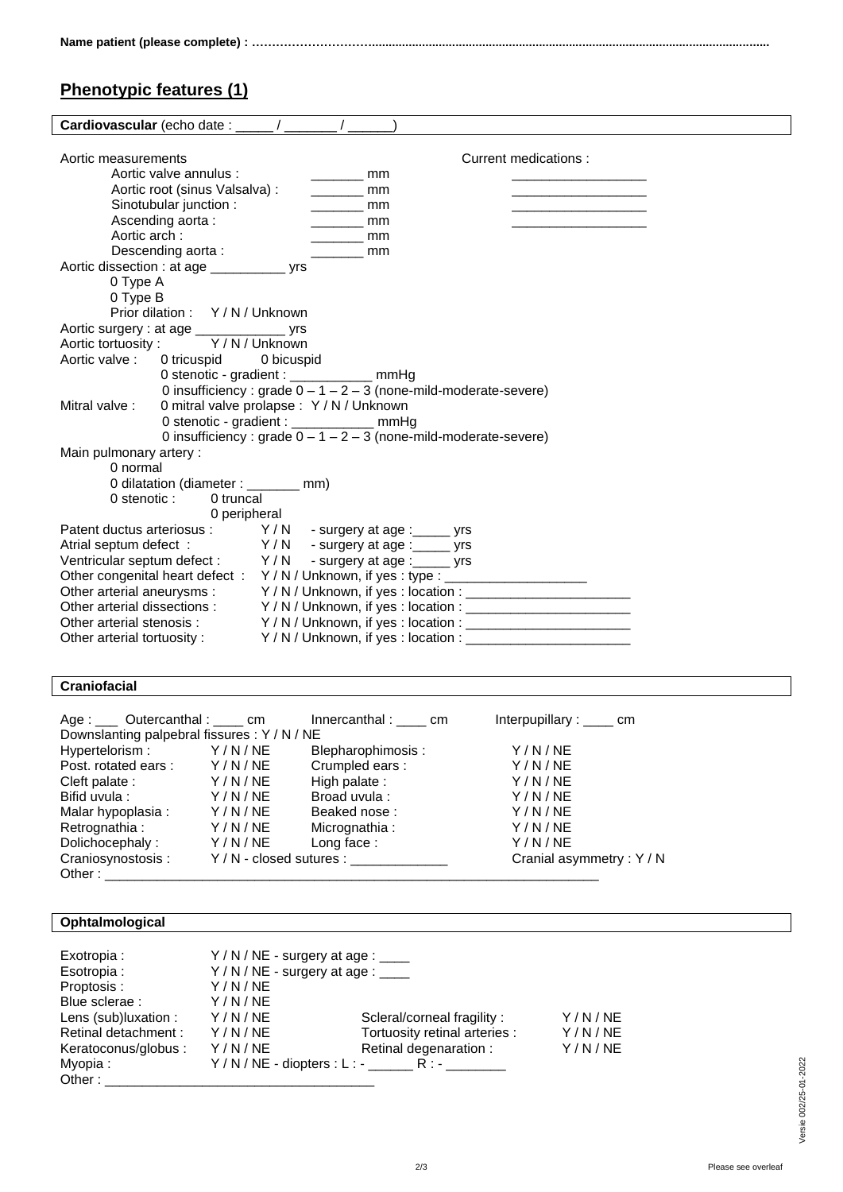**Name patient (please complete) : ……………………………........................................................................................................................**

## Phenotypic features (1)

**Cardiovascular** (echo date : _____ / _______ / ______)

Aortic measurements

- Aortic valve annulus : _______ mm
- Aortic root (sinus Valsalva) : _______ mm
- Sinotubular junction : _______ mm
- Ascending aorta : _______ mm
- Aortic arch : _______ mm
- Descending aorta : _______ mm

Current medications :
__________________
__________________
__________________
__________________

Aortic dissection : at age __________ yrs
- 0 Type A
- 0 Type B
- Prior dilation : Y / N / Unknown

Aortic surgery : at age ____________ yrs
Aortic tortuosity : Y / N / Unknown
Aortic valve : 0 tricuspid 0 bicuspid
- 0 stenotic - gradient : ___________ mmHg
- 0 insufficiency : grade 0 – 1 – 2 – 3 (none-mild-moderate-severe)

Mitral valve : 0 mitral valve prolapse : Y / N / Unknown
- 0 stenotic - gradient : ___________ mmHg
- 0 insufficiency : grade 0 – 1 – 2 – 3 (none-mild-moderate-severe)

Main pulmonary artery :
- 0 normal
- 0 dilatation (diameter : _______ mm)
- 0 stenotic : 0 truncal
  0 peripheral

Patent ductus arteriosus : Y / N - surgery at age :_____ yrs
Atrial septum defect : Y / N - surgery at age :_____ yrs
Ventricular septum defect : Y / N - surgery at age :_____ yrs
Other congenital heart defect : Y / N / Unknown, if yes : type : ___________________
Other arterial aneurysms : Y / N / Unknown, if yes : location : ______________________
Other arterial dissections : Y / N / Unknown, if yes : location : ______________________
Other arterial stenosis : Y / N / Unknown, if yes : location : ______________________
Other arterial tortuosity : Y / N / Unknown, if yes : location : ______________________

**Craniofacial**

Age : ___ Outercanthal : ____ cm Innercanthal : ____ cm Interpupillary : ____ cm
Downslanting palpebral fissures : Y / N / NE

| | | | |
|---|---|---|---|
| Hypertelorism : | Y / N / NE | Blepharophimosis : | Y / N / NE |
| Post. rotated ears : | Y / N / NE | Crumpled ears : | Y / N / NE |
| Cleft palate : | Y / N / NE | High palate : | Y / N / NE |
| Bifid uvula : | Y / N / NE | Broad uvula : | Y / N / NE |
| Malar hypoplasia : | Y / N / NE | Beaked nose : | Y / N / NE |
| Retrognathia : | Y / N / NE | Micrognathia : | Y / N / NE |
| Dolichocephaly : | Y / N / NE | Long face : | Y / N / NE |
| Craniosynostosis : | Y / N - closed sutures : _____________ | | Cranial asymmetry : Y / N |

Other : ____________________________________________________________________

**Ophtalmological**

Exotropia : Y / N / NE - surgery at age : ____
Esotropia : Y / N / NE - surgery at age : ____
Proptosis : Y / N / NE
Blue sclerae : Y / N / NE

| | | | |
|---|---|---|---|
| Lens (sub)luxation : | Y / N / NE | Scleral/corneal fragility : | Y / N / NE |
| Retinal detachment : | Y / N / NE | Tortuosity retinal arteries : | Y / N / NE |
| Keratoconus/globus : | Y / N / NE | Retinal degeneration : | Y / N / NE |

Myopia : Y / N / NE - diopters : L : - ______ R : - ________
Other : _____________________________________

Versie 002/25-01-2022

Please see overleaf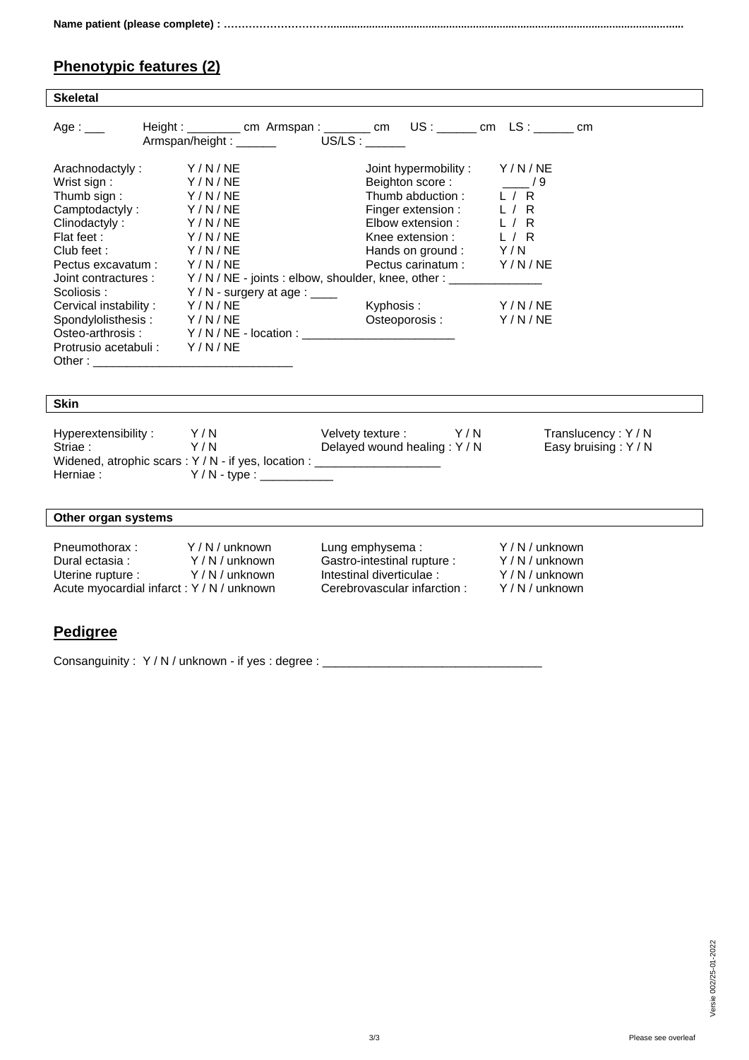**Name patient (please complete) : ……………………….......................................................................................................................**

## Phenotypic features (2)

**Skeletal**

Age : ___ Height : ________ cm Armspan : _______ cm US : ______ cm LS : ______ cm
Armspan/height : ______ US/LS : ______

| | | | |
|---|---|---|---|
| Arachnodactyly : | Y / N / NE | Joint hypermobility : | Y / N / NE |
| Wrist sign : | Y / N / NE | Beighton score : | ____ / 9 |
| Thumb sign : | Y / N / NE | Thumb abduction : | L / R |
| Camptodactyly : | Y / N / NE | Finger extension : | L / R |
| Clinodactyly : | Y / N / NE | Elbow extension : | L / R |
| Flat feet : | Y / N / NE | Knee extension : | L / R |
| Club feet : | Y / N / NE | Hands on ground : | Y / N |
| Pectus excavatum : | Y / N / NE | Pectus carinatum : | Y / N / NE |

Joint contractures : Y / N / NE - joints : elbow, shoulder, knee, other : ______________
Scoliosis : Y / N - surgery at age : ____

| | | | |
|---|---|---|---|
| Cervical instability : | Y / N / NE | Kyphosis : | Y / N / NE |
| Spondylolisthesis : | Y / N / NE | Osteoporosis : | Y / N / NE |

Osteo-arthrosis : Y / N / NE - location : _______________________
Protrusio acetabuli : Y / N / NE
Other : ______________________________

**Skin**

| | | | | | |
|---|---|---|---|---|---|
| Hyperextensibility : | Y / N | Velvety texture : | Y / N | Translucency : | Y / N |
| Striae : | Y / N | Delayed wound healing : | Y / N | Easy bruising : | Y / N |

Widened, atrophic scars : Y / N - if yes, location : ___________________
Herniae : Y / N - type : ___________

**Other organ systems**

| | | | |
|---|---|---|---|
| Pneumothorax : | Y / N / unknown | Lung emphysema : | Y / N / unknown |
| Dural ectasia : | Y / N / unknown | Gastro-intestinal rupture : | Y / N / unknown |
| Uterine rupture : | Y / N / unknown | Intestinal diverticulae : | Y / N / unknown |
| Acute myocardial infarct : | Y / N / unknown | Cerebrovascular infarction : | Y / N / unknown |

## Pedigree

Consanguinity : Y / N / unknown - if yes : degree : _________________________________

Versie 002/25-01-2022

Please see overleaf